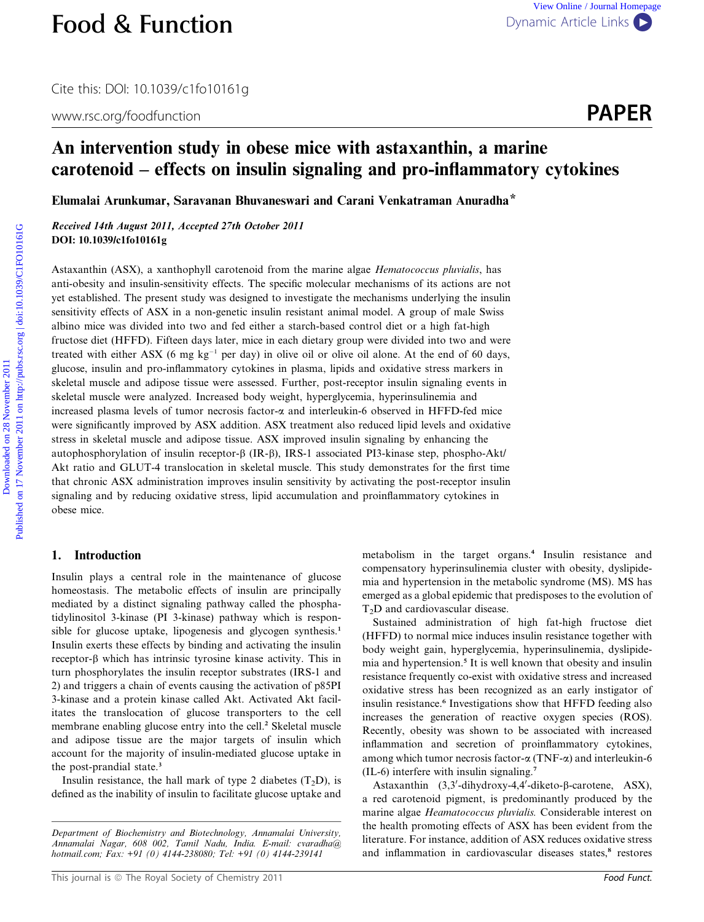# An intervention study in obese mice with astaxanthin, a marine carotenoid – effects on insulin signaling and pro-inflammatory cytokines

**Elumalai Arunkumar, Saravanan Bhuvaneswari and Carani Venkatraman Anuradha***

***Received 14th August 2011, Accepted 27th October 2011***
**DOI: 10.1039/c1fo10161g**

Astaxanthin (ASX), a xanthophyll carotenoid from the marine algae *Hematococcus pluvialis*, has anti-obesity and insulin-sensitivity effects. The specific molecular mechanisms of its actions are not yet established. The present study was designed to investigate the mechanisms underlying the insulin sensitivity effects of ASX in a non-genetic insulin resistant animal model. A group of male Swiss albino mice was divided into two and fed either a starch-based control diet or a high fat-high fructose diet (HFFD). Fifteen days later, mice in each dietary group were divided into two and were treated with either ASX (6 mg $kg^{-1}$ per day) in olive oil or olive oil alone. At the end of 60 days, glucose, insulin and pro-inflammatory cytokines in plasma, lipids and oxidative stress markers in skeletal muscle and adipose tissue were assessed. Further, post-receptor insulin signaling events in skeletal muscle were analyzed. Increased body weight, hyperglycemia, hyperinsulinemia and increased plasma levels of tumor necrosis factor-α and interleukin-6 observed in HFFD-fed mice were significantly improved by ASX addition. ASX treatment also reduced lipid levels and oxidative stress in skeletal muscle and adipose tissue. ASX improved insulin signaling by enhancing the autophosphorylation of insulin receptor-β (IR-β), IRS-1 associated PI3-kinase step, phospho-Akt/Akt ratio and GLUT-4 translocation in skeletal muscle. This study demonstrates for the first time that chronic ASX administration improves insulin sensitivity by activating the post-receptor insulin signaling and by reducing oxidative stress, lipid accumulation and proinflammatory cytokines in obese mice.

## 1. Introduction

Insulin plays a central role in the maintenance of glucose homeostasis. The metabolic effects of insulin are principally mediated by a distinct signaling pathway called the phosphatidylinositol 3-kinase (PI 3-kinase) pathway which is responsible for glucose uptake, lipogenesis and glycogen synthesis.[1] Insulin exerts these effects by binding and activating the insulin receptor-β (IR-β) which has intrinsic tyrosine kinase activity. This in turn phosphorylates the insulin receptor substrates (IRS-1 and 2) and triggers a chain of events causing the activation of p85PI 3-kinase and a protein kinase called Akt. Activated Akt facilitates the translocation of glucose transporters to the cell membrane enabling glucose entry into the cell.[2] Skeletal muscle and adipose tissue are the major targets of insulin which account for the majority of insulin-mediated glucose uptake in the post-prandial state.[3]

Insulin resistance, the hall mark of type 2 diabetes ($T_2D$), is defined as the inability of insulin to facilitate glucose uptake and metabolism in the target organs.[4] Insulin resistance and compensatory hyperinsulinemia cluster with obesity, dyslipidemia and hypertension in the metabolic syndrome (MS). MS has emerged as a global epidemic that predisposes to the evolution of $T_2D$ and cardiovascular disease.

Sustained administration of high fat-high fructose diet (HFFD) to normal mice induces insulin resistance together with body weight gain, hyperglycemia, hyperinsulinemia, dyslipidemia and hypertension.[5] It is well known that obesity and insulin resistance frequently co-exist with oxidative stress and increased oxidative stress has been recognized as an early instigator of insulin resistance.[6] Investigations show that HFFD feeding also increases the generation of reactive oxygen species (ROS). Recently, obesity was shown to be associated with increased inflammation and secretion of proinflammatory cytokines, among which tumor necrosis factor-α (TNF-α) and interleukin-6 (IL-6) interfere with insulin signaling.[7]

Astaxanthin (3,3′-dihydroxy-4,4′-diketo-β-carotene, ASX), a red carotenoid pigment, is predominantly produced by the marine algae *Heamatococcus pluvialis.* Considerable interest on the health promoting effects of ASX has been evident from the literature. For instance, addition of ASX reduces oxidative stress and inflammation in cardiovascular diseases states,[8] restores

*Department of Biochemistry and Biotechnology, Annamalai University, Annamalai Nagar, 608 002, Tamil Nadu, India. E-mail: cvaradha@hotmail.com; Fax: +91 (0) 4144-238080; Tel: +91 (0) 4144-239141*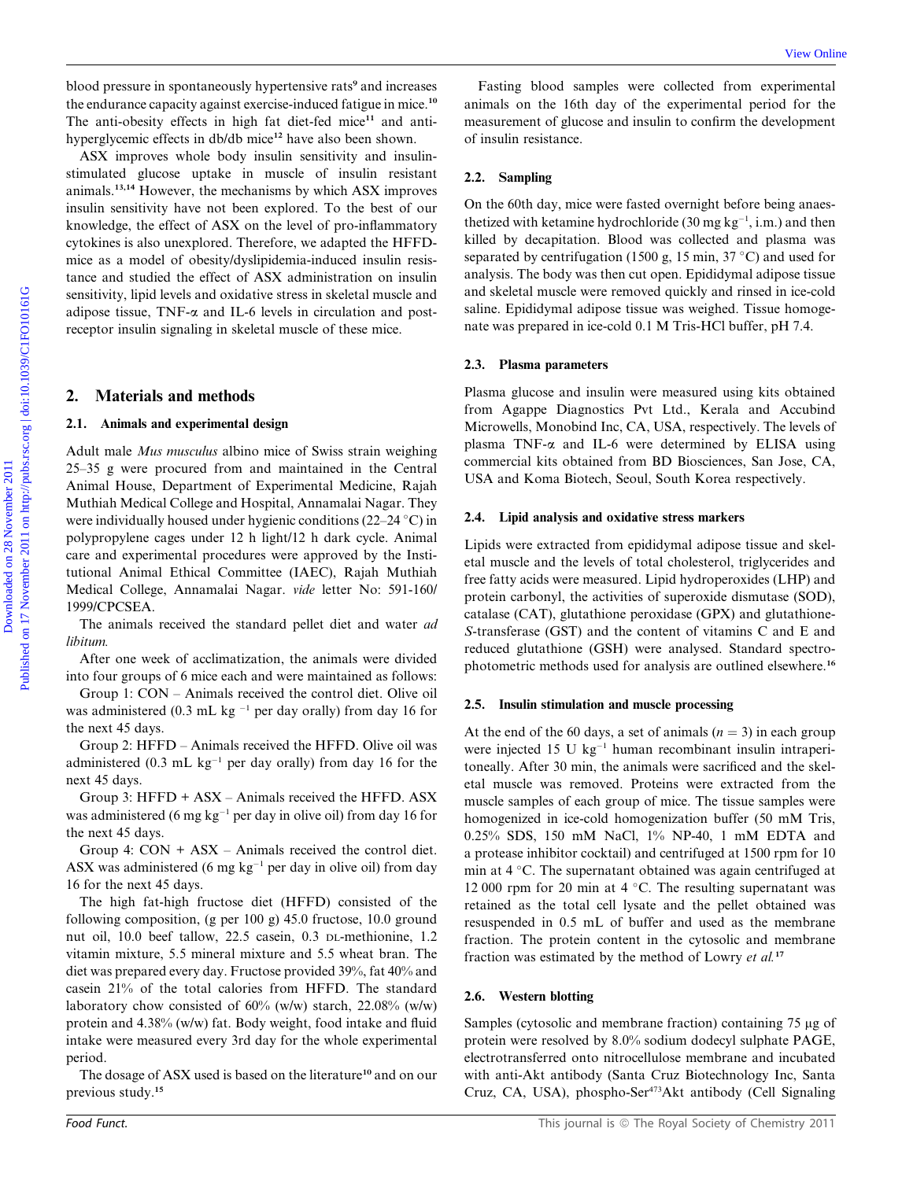blood pressure in spontaneously hypertensive rats[9] and increases the endurance capacity against exercise-induced fatigue in mice.[10] The anti-obesity effects in high fat diet-fed mice[11] and anti-hyperglycemic effects in db/db mice[12] have also been shown.

ASX improves whole body insulin sensitivity and insulin-stimulated glucose uptake in muscle of insulin resistant animals.[13,14] However, the mechanisms by which ASX improves insulin sensitivity have not been explored. To the best of our knowledge, the effect of ASX on the level of pro-inflammatory cytokines is also unexplored. Therefore, we adapted the HFFD-mice as a model of obesity/dyslipidemia-induced insulin resistance and studied the effect of ASX administration on insulin sensitivity, lipid levels and oxidative stress in skeletal muscle and adipose tissue, TNF-α and IL-6 levels in circulation and post-receptor insulin signaling in skeletal muscle of these mice.

## 2. Materials and methods

### 2.1. Animals and experimental design

Adult male *Mus musculus* albino mice of Swiss strain weighing 25–35 g were procured from and maintained in the Central Animal House, Department of Experimental Medicine, Rajah Muthiah Medical College and Hospital, Annamalai Nagar. They were individually housed under hygienic conditions (22–24 °C) in polypropylene cages under 12 h light/12 h dark cycle. Animal care and experimental procedures were approved by the Institutional Animal Ethical Committee (IAEC), Rajah Muthiah Medical College, Annamalai Nagar. *vide* letter No: 591-160/1999/CPCSEA.

The animals received the standard pellet diet and water *ad libitum.*

After one week of acclimatization, the animals were divided into four groups of 6 mice each and were maintained as follows:

Group 1: CON – Animals received the control diet. Olive oil was administered (0.3 mL $kg^{-1}$ per day orally) from day 16 for the next 45 days.

Group 2: HFFD – Animals received the HFFD. Olive oil was administered (0.3 mL $kg^{-1}$ per day orally) from day 16 for the next 45 days.

Group 3: HFFD + ASX – Animals received the HFFD. ASX was administered (6 mg $kg^{-1}$ per day in olive oil) from day 16 for the next 45 days.

Group 4: CON + ASX – Animals received the control diet. ASX was administered (6 mg $kg^{-1}$ per day in olive oil) from day 16 for the next 45 days.

The high fat-high fructose diet (HFFD) consisted of the following composition, (g per 100 g) 45.0 fructose, 10.0 ground nut oil, 10.0 beef tallow, 22.5 casein, 0.3 DL-methionine, 1.2 vitamin mixture, 5.5 mineral mixture and 5.5 wheat bran. The diet was prepared every day. Fructose provided 39%, fat 40% and casein 21% of the total calories from HFFD. The standard laboratory chow consisted of 60% (w/w) starch, 22.08% (w/w) protein and 4.38% (w/w) fat. Body weight, food intake and fluid intake were measured every 3rd day for the whole experimental period.

The dosage of ASX used is based on the literature[10] and on our previous study.[15]

Fasting blood samples were collected from experimental animals on the 16th day of the experimental period for the measurement of glucose and insulin to confirm the development of insulin resistance.

### 2.2. Sampling

On the 60th day, mice were fasted overnight before being anaesthetized with ketamine hydrochloride (30 mg $kg^{-1}$, i.m.) and then killed by decapitation. Blood was collected and plasma was separated by centrifugation (1500 g, 15 min, 37 °C) and used for analysis. The body was then cut open. Epididymal adipose tissue and skeletal muscle were removed quickly and rinsed in ice-cold saline. Epididymal adipose tissue was weighed. Tissue homogenate was prepared in ice-cold 0.1 M Tris-HCl buffer, pH 7.4.

### 2.3. Plasma parameters

Plasma glucose and insulin were measured using kits obtained from Agappe Diagnostics Pvt Ltd., Kerala and Accubind Microwells, Monobind Inc, CA, USA, respectively. The levels of plasma TNF-α and IL-6 were determined by ELISA using commercial kits obtained from BD Biosciences, San Jose, CA, USA and Koma Biotech, Seoul, South Korea respectively.

### 2.4. Lipid analysis and oxidative stress markers

Lipids were extracted from epididymal adipose tissue and skeletal muscle and the levels of total cholesterol, triglycerides and free fatty acids were measured. Lipid hydroperoxides (LHP) and protein carbonyl, the activities of superoxide dismutase (SOD), catalase (CAT), glutathione peroxidase (GPX) and glutathione-*S*-transferase (GST) and the content of vitamins C and E and reduced glutathione (GSH) were analysed. Standard spectrophotometric methods used for analysis are outlined elsewhere.[16]

### 2.5. Insulin stimulation and muscle processing

At the end of the 60 days, a set of animals ($n = 3$) in each group were injected 15 U $kg^{-1}$ human recombinant insulin intraperitoneally. After 30 min, the animals were sacrificed and the skeletal muscle was removed. Proteins were extracted from the muscle samples of each group of mice. The tissue samples were homogenized in ice-cold homogenization buffer (50 mM Tris, 0.25% SDS, 150 mM NaCl, 1% NP-40, 1 mM EDTA and a protease inhibitor cocktail) and centrifuged at 1500 rpm for 10 min at 4 °C. The supernatant obtained was again centrifuged at 12 000 rpm for 20 min at 4 °C. The resulting supernatant was retained as the total cell lysate and the pellet obtained was resuspended in 0.5 mL of buffer and used as the membrane fraction. The protein content in the cytosolic and membrane fraction was estimated by the method of Lowry *et al.*[17]

### 2.6. Western blotting

Samples (cytosolic and membrane fraction) containing 75 μg of protein were resolved by 8.0% sodium dodecyl sulphate PAGE, electrotransferred onto nitrocellulose membrane and incubated with anti-Akt antibody (Santa Cruz Biotechnology Inc, Santa Cruz, CA, USA), phospho-Ser[473]Akt antibody (Cell Signaling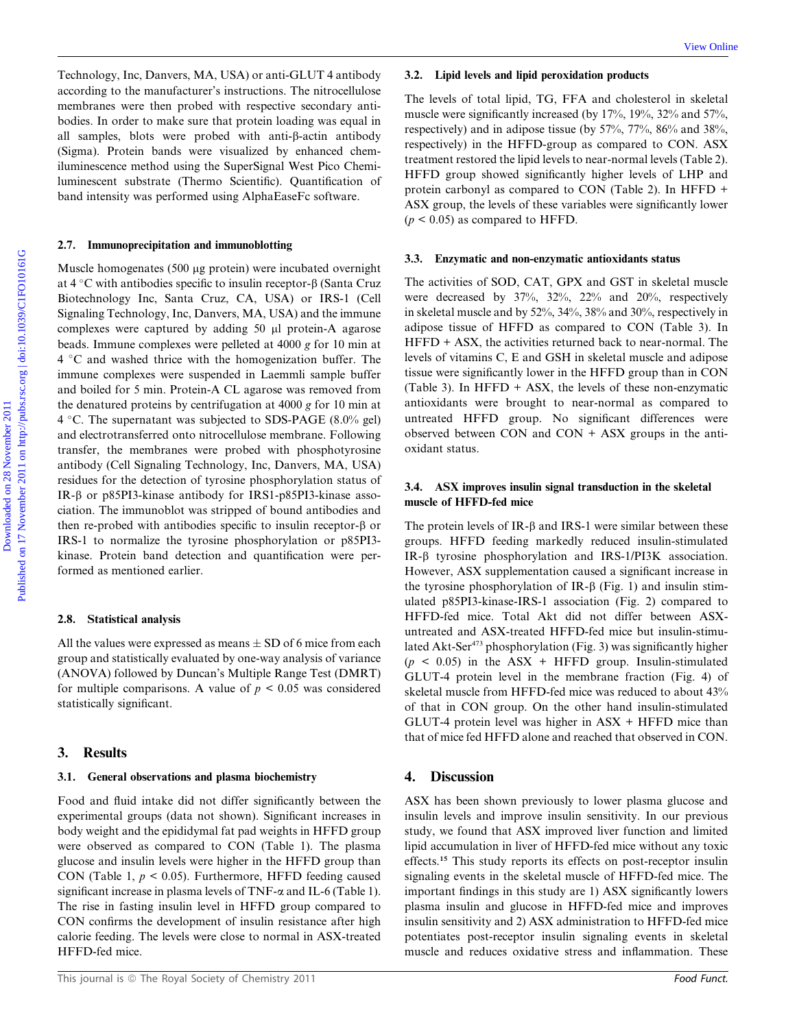Technology, Inc, Danvers, MA, USA) or anti-GLUT 4 antibody according to the manufacturer's instructions. The nitrocellulose membranes were then probed with respective secondary antibodies. In order to make sure that protein loading was equal in all samples, blots were probed with anti-β-actin antibody (Sigma). Protein bands were visualized by enhanced chemiluminescence method using the SuperSignal West Pico Chemiluminescent substrate (Thermo Scientific). Quantification of band intensity was performed using AlphaEaseFc software.

### 2.7. Immunoprecipitation and immunoblotting

Muscle homogenates (500 μg protein) were incubated overnight at 4 °C with antibodies specific to insulin receptor-β (Santa Cruz Biotechnology Inc, Santa Cruz, CA, USA) or IRS-1 (Cell Signaling Technology, Inc, Danvers, MA, USA) and the immune complexes were captured by adding 50 μl protein-A agarose beads. Immune complexes were pelleted at 4000 *g* for 10 min at 4 °C and washed thrice with the homogenization buffer. The immune complexes were suspended in Laemmli sample buffer and boiled for 5 min. Protein-A CL agarose was removed from the denatured proteins by centrifugation at 4000 *g* for 10 min at 4 °C. The supernatant was subjected to SDS-PAGE (8.0% gel) and electrotransferred onto nitrocellulose membrane. Following transfer, the membranes were probed with phosphotyrosine antibody (Cell Signaling Technology, Inc, Danvers, MA, USA) residues for the detection of tyrosine phosphorylation status of IR-β or p85PI3-kinase antibody for IRS1-p85PI3-kinase association. The immunoblot was stripped of bound antibodies and then re-probed with antibodies specific to insulin receptor-β or IRS-1 to normalize the tyrosine phosphorylation or p85PI3-kinase. Protein band detection and quantification were performed as mentioned earlier.

### 2.8. Statistical analysis

All the values were expressed as means ± SD of 6 mice from each group and statistically evaluated by one-way analysis of variance (ANOVA) followed by Duncan's Multiple Range Test (DMRT) for multiple comparisons. A value of $p < 0.05$ was considered statistically significant.

## 3. Results

### 3.1. General observations and plasma biochemistry

Food and fluid intake did not differ significantly between the experimental groups (data not shown). Significant increases in body weight and the epididymal fat pad weights in HFFD group were observed as compared to CON (Table 1). The plasma glucose and insulin levels were higher in the HFFD group than CON (Table 1, $p < 0.05$). Furthermore, HFFD feeding caused significant increase in plasma levels of TNF-α and IL-6 (Table 1). The rise in fasting insulin level in HFFD group compared to CON confirms the development of insulin resistance after high calorie feeding. The levels were close to normal in ASX-treated HFFD-fed mice.

### 3.2. Lipid levels and lipid peroxidation products

The levels of total lipid, TG, FFA and cholesterol in skeletal muscle were significantly increased (by 17%, 19%, 32% and 57%, respectively) and in adipose tissue (by 57%, 77%, 86% and 38%, respectively) in the HFFD-group as compared to CON. ASX treatment restored the lipid levels to near-normal levels (Table 2). HFFD group showed significantly higher levels of LHP and protein carbonyl as compared to CON (Table 2). In HFFD + ASX group, the levels of these variables were significantly lower ($p < 0.05$) as compared to HFFD.

### 3.3. Enzymatic and non-enzymatic antioxidants status

The activities of SOD, CAT, GPX and GST in skeletal muscle were decreased by 37%, 32%, 22% and 20%, respectively in skeletal muscle and by 52%, 34%, 38% and 30%, respectively in adipose tissue of HFFD as compared to CON (Table 3). In HFFD + ASX, the activities returned back to near-normal. The levels of vitamins C, E and GSH in skeletal muscle and adipose tissue were significantly lower in the HFFD group than in CON (Table 3). In HFFD + ASX, the levels of these non-enzymatic antioxidants were brought to near-normal as compared to untreated HFFD group. No significant differences were observed between CON and CON + ASX groups in the antioxidant status.

### 3.4. ASX improves insulin signal transduction in the skeletal muscle of HFFD-fed mice

The protein levels of IR-β and IRS-1 were similar between these groups. HFFD feeding markedly reduced insulin-stimulated IR-β tyrosine phosphorylation and IRS-1/PI3K association. However, ASX supplementation caused a significant increase in the tyrosine phosphorylation of IR-β (Fig. 1) and insulin stimulated p85PI3-kinase-IRS-1 association (Fig. 2) compared to HFFD-fed mice. Total Akt did not differ between ASX-untreated and ASX-treated HFFD-fed mice but insulin-stimulated Akt-Ser[473] phosphorylation (Fig. 3) was significantly higher ($p < 0.05$) in the ASX + HFFD group. Insulin-stimulated GLUT-4 protein level in the membrane fraction (Fig. 4) of skeletal muscle from HFFD-fed mice was reduced to about 43% of that in CON group. On the other hand insulin-stimulated GLUT-4 protein level was higher in ASX + HFFD mice than that of mice fed HFFD alone and reached that observed in CON.

## 4. Discussion

ASX has been shown previously to lower plasma glucose and insulin levels and improve insulin sensitivity. In our previous study, we found that ASX improved liver function and limited lipid accumulation in liver of HFFD-fed mice without any toxic effects.[15] This study reports its effects on post-receptor insulin signaling events in the skeletal muscle of HFFD-fed mice. The important findings in this study are 1) ASX significantly lowers plasma insulin and glucose in HFFD-fed mice and improves insulin sensitivity and 2) ASX administration to HFFD-fed mice potentiates post-receptor insulin signaling events in skeletal muscle and reduces oxidative stress and inflammation. These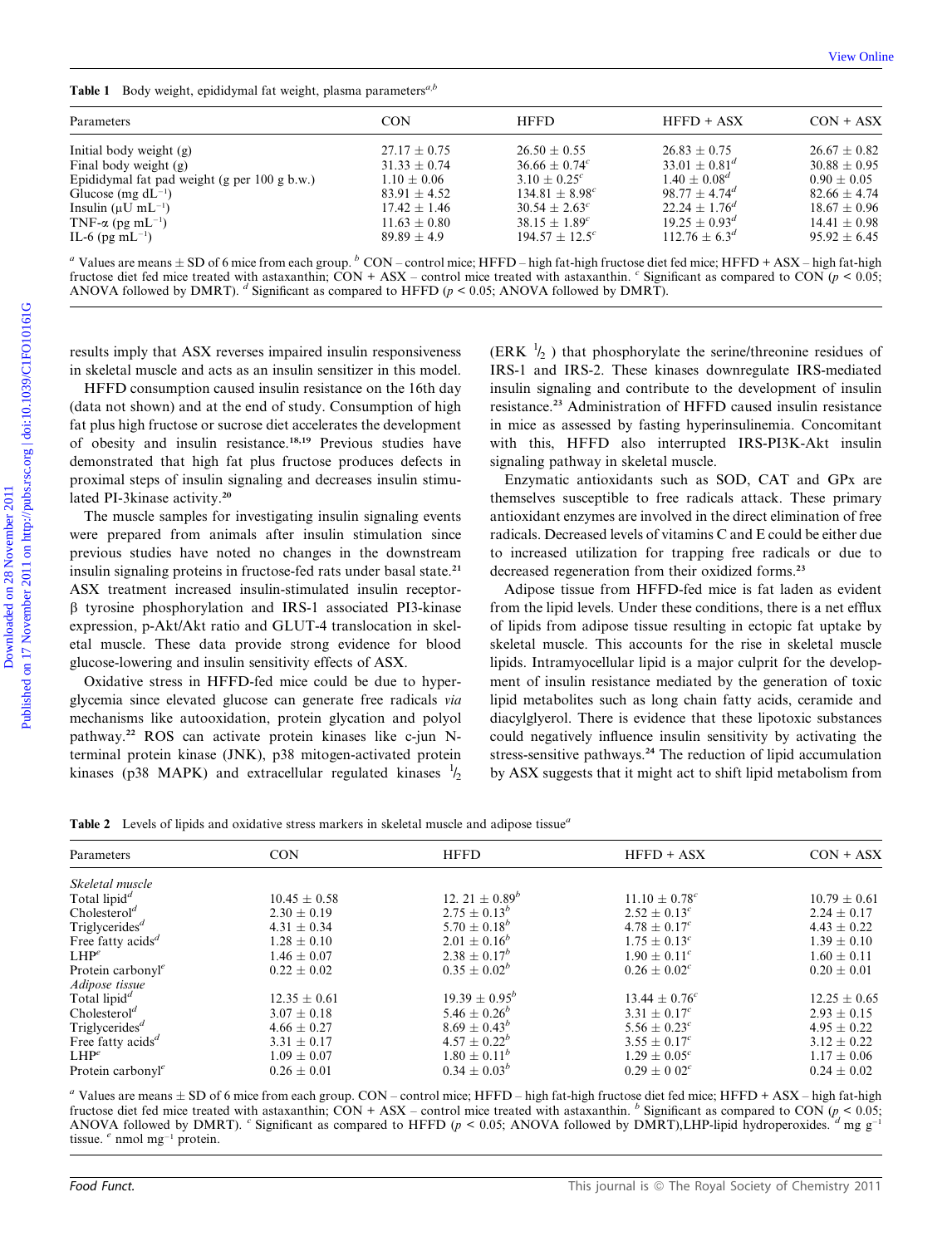**Table 1** Body weight, epididymal fat weight, plasma parameters[a,b]

| Parameters | CON | HFFD | HFFD + ASX | CON + ASX |
|---|---|---|---|---|
| Initial body weight (g) | 27.17 ± 0.75 | 26.50 ± 0.55 | 26.83 ± 0.75 | 26.67 ± 0.82 |
| Final body weight (g) | 31.33 ± 0.74 | 36.66 ± 0.74[c] | 33.01 ± 0.81[d] | 30.88 ± 0.95 |
| Epididymal fat pad weight (g per 100 g b.w.) | 1.10 ± 0.06 | 3.10 ± 0.25[c] | 1.40 ± 0.08[d] | 0.90 ± 0.05 |
| Glucose (mg $dL^{-1}$) | 83.91 ± 4.52 | 134.81 ± 8.98[c] | 98.77 ± 4.74[d] | 82.66 ± 4.74 |
| Insulin (μU $mL^{-1}$) | 17.42 ± 1.46 | 30.54 ± 2.63[c] | 22.24 ± 1.76[d] | 18.67 ± 0.96 |
| TNF-α (pg $mL^{-1}$) | 11.63 ± 0.80 | 38.15 ± 1.89[c] | 19.25 ± 0.93[d] | 14.41 ± 0.98 |
| IL-6 (pg $mL^{-1}$) | 89.89 ± 4.9 | 194.57 ± 12.5[c] | 112.76 ± 6.3[d] | 95.92 ± 6.45 |

[a] Values are means ± SD of 6 mice from each group. [b] CON – control mice; HFFD – high fat-high fructose diet fed mice; HFFD + ASX – high fat-high fructose diet fed mice treated with astaxanthin; CON + ASX – control mice treated with astaxanthin. [c] Significant as compared to CON ($p < 0.05$; ANOVA followed by DMRT). [d] Significant as compared to HFFD ($p < 0.05$; ANOVA followed by DMRT).

results imply that ASX reverses impaired insulin responsiveness in skeletal muscle and acts as an insulin sensitizer in this model.

HFFD consumption caused insulin resistance on the 16th day (data not shown) and at the end of study. Consumption of high fat plus high fructose or sucrose diet accelerates the development of obesity and insulin resistance.[18,19] Previous studies have demonstrated that high fat plus fructose produces defects in proximal steps of insulin signaling and decreases insulin stimulated PI-3kinase activity.[20]

The muscle samples for investigating insulin signaling events were prepared from animals after insulin stimulation since previous studies have noted no changes in the downstream insulin signaling proteins in fructose-fed rats under basal state.[21] ASX treatment increased insulin-stimulated insulin receptor-β tyrosine phosphorylation and IRS-1 associated PI3-kinase expression, p-Akt/Akt ratio and GLUT-4 translocation in skeletal muscle. These data provide strong evidence for blood glucose-lowering and insulin sensitivity effects of ASX.

Oxidative stress in HFFD-fed mice could be due to hyperglycemia since elevated glucose can generate free radicals *via* mechanisms like autooxidation, protein glycation and polyol pathway.[22] ROS can activate protein kinases like c-jun N-terminal protein kinase (JNK), p38 mitogen-activated protein kinases (p38 MAPK) and extracellular regulated kinases ½ (ERK ½ ) that phosphorylate the serine/threonine residues of IRS-1 and IRS-2. These kinases downregulate IRS-mediated insulin signaling and contribute to the development of insulin resistance.[23] Administration of HFFD caused insulin resistance in mice as assessed by fasting hyperinsulinemia. Concomitant with this, HFFD also interrupted IRS-PI3K-Akt insulin signaling pathway in skeletal muscle.

Enzymatic antioxidants such as SOD, CAT and GPx are themselves susceptible to free radicals attack. These primary antioxidant enzymes are involved in the direct elimination of free radicals. Decreased levels of vitamins C and E could be either due to increased utilization for trapping free radicals or due to decreased regeneration from their oxidized forms.[23]

Adipose tissue from HFFD-fed mice is fat laden as evident from the lipid levels. Under these conditions, there is a net efflux of lipids from adipose tissue resulting in ectopic fat uptake by skeletal muscle. This accounts for the rise in skeletal muscle lipids. Intramyocellular lipid is a major culprit for the development of insulin resistance mediated by the generation of toxic lipid metabolites such as long chain fatty acids, ceramide and diacylglyerol. There is evidence that these lipotoxic substances could negatively influence insulin sensitivity by activating the stress-sensitive pathways.[24] The reduction of lipid accumulation by ASX suggests that it might act to shift lipid metabolism from

**Table 2** Levels of lipids and oxidative stress markers in skeletal muscle and adipose tissue[a]

| Parameters | CON | HFFD | HFFD + ASX | CON + ASX |
|---|---|---|---|---|
| *Skeletal muscle* | | | | |
| Total lipid[d] | 10.45 ± 0.58 | 12. 21 ± 0.89[b] | 11.10 ± 0.78[c] | 10.79 ± 0.61 |
| Cholesterol[d] | 2.30 ± 0.19 | 2.75 ± 0.13[b] | 2.52 ± 0.13[c] | 2.24 ± 0.17 |
| Triglycerides[d] | 4.31 ± 0.34 | 5.70 ± 0.18[b] | 4.78 ± 0.17[c] | 4.43 ± 0.22 |
| Free fatty acids[d] | 1.28 ± 0.10 | 2.01 ± 0.16[b] | 1.75 ± 0.13[c] | 1.39 ± 0.10 |
| LHP[e] | 1.46 ± 0.07 | 2.38 ± 0.17[b] | 1.90 ± 0.11[c] | 1.60 ± 0.11 |
| Protein carbonyl[e] | 0.22 ± 0.02 | 0.35 ± 0.02[b] | 0.26 ± 0.02[c] | 0.20 ± 0.01 |
| *Adipose tissue* | | | | |
| Total lipid[d] | 12.35 ± 0.61 | 19.39 ± 0.95[b] | 13.44 ± 0.76[c] | 12.25 ± 0.65 |
| Cholesterol[d] | 3.07 ± 0.18 | 5.46 ± 0.26[b] | 3.31 ± 0.17[c] | 2.93 ± 0.15 |
| Triglycerides[d] | 4.66 ± 0.27 | 8.69 ± 0.43[b] | 5.56 ± 0.23[c] | 4.95 ± 0.22 |
| Free fatty acids[d] | 3.31 ± 0.17 | 4.57 ± 0.22[b] | 3.55 ± 0.17[c] | 3.12 ± 0.22 |
| LHP[e] | 1.09 ± 0.07 | 1.80 ± 0.11[b] | 1.29 ± 0.05[c] | 1.17 ± 0.06 |
| Protein carbonyl[e] | 0.26 ± 0.01 | 0.34 ± 0.03[b] | 0.29 ± 0 02[c] | 0.24 ± 0.02 |

[a] Values are means ± SD of 6 mice from each group. CON – control mice; HFFD – high fat-high fructose diet fed mice; HFFD + ASX – high fat-high fructose diet fed mice treated with astaxanthin; CON + ASX – control mice treated with astaxanthin. [b] Significant as compared to CON ($p < 0.05$; ANOVA followed by DMRT). [c] Significant as compared to HFFD ($p < 0.05$; ANOVA followed by DMRT),LHP-lipid hydroperoxides. [d] mg $g^{-1}$ tissue. [e] nmol $mg^{-1}$ protein.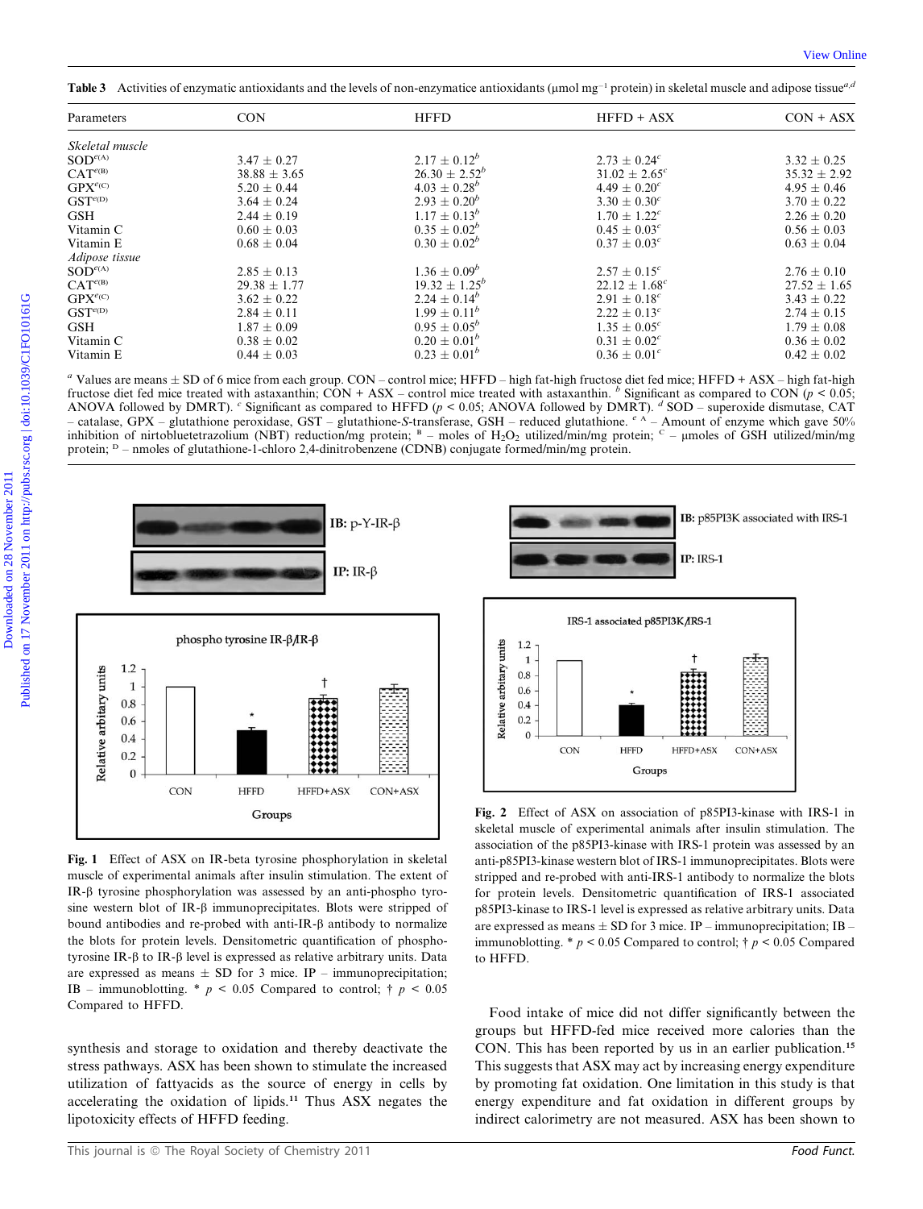**Table 3** Activities of enzymatic antioxidants and the levels of non-enzymatice antioxidants (μmol mg$^{-1}$ protein) in skeletal muscle and adipose tissue[a,d]

| Parameters | CON | HFFD | HFFD + ASX | CON + ASX |
|---|---|---|---|---|
| *Skeletal muscle* | | | | |
| SOD[e(A)] | 3.47 ± 0.27 | 2.17 ± 0.12[b] | 2.73 ± 0.24[c] | 3.32 ± 0.25 |
| CAT[e(B)] | 38.88 ± 3.65 | 26.30 ± 2.52[b] | 31.02 ± 2.65[c] | 35.32 ± 2.92 |
| GPX[e(C)] | 5.20 ± 0.44 | 4.03 ± 0.28[b] | 4.49 ± 0.20[c] | 4.95 ± 0.46 |
| GST[e(D)] | 3.64 ± 0.24 | 2.93 ± 0.20[b] | 3.30 ± 0.30[c] | 3.70 ± 0.22 |
| GSH | 2.44 ± 0.19 | 1.17 ± 0.13[b] | 1.70 ± 1.22[c] | 2.26 ± 0.20 |
| Vitamin C | 0.60 ± 0.03 | 0.35 ± 0.02[b] | 0.45 ± 0.03[c] | 0.56 ± 0.03 |
| Vitamin E | 0.68 ± 0.04 | 0.30 ± 0.02[b] | 0.37 ± 0.03[c] | 0.63 ± 0.04 |
| *Adipose tissue* | | | | |
| SOD[e(A)] | 2.85 ± 0.13 | 1.36 ± 0.09[b] | 2.57 ± 0.15[c] | 2.76 ± 0.10 |
| CAT[e(B)] | 29.38 ± 1.77 | 19.32 ± 1.25[b] | 22.12 ± 1.68[c] | 27.52 ± 1.65 |
| GPX[e(C)] | 3.62 ± 0.22 | 2.24 ± 0.14[b] | 2.91 ± 0.18[c] | 3.43 ± 0.22 |
| GST[e(D)] | 2.84 ± 0.11 | 1.99 ± 0.11[b] | 2.22 ± 0.13[c] | 2.74 ± 0.15 |
| GSH | 1.87 ± 0.09 | 0.95 ± 0.05[b] | 1.35 ± 0.05[c] | 1.79 ± 0.08 |
| Vitamin C | 0.38 ± 0.02 | 0.20 ± 0.01[b] | 0.31 ± 0.02[c] | 0.36 ± 0.02 |
| Vitamin E | 0.44 ± 0.03 | 0.23 ± 0.01[b] | 0.36 ± 0.01[c] | 0.42 ± 0.02 |

[a] Values are means ± SD of 6 mice from each group. CON – control mice; HFFD – high fat-high fructose diet fed mice; HFFD + ASX – high fat-high fructose diet fed mice treated with astaxanthin; CON + ASX – control mice treated with astaxanthin. [b] Significant as compared to CON ($p < 0.05$; ANOVA followed by DMRT). [c] Significant as compared to HFFD ($p < 0.05$; ANOVA followed by DMRT). [d] SOD – superoxide dismutase, CAT – catalase, GPX – glutathione peroxidase, GST – glutathione-*S*-transferase, GSH – reduced glutathione. [e] [A] – Amount of enzyme which gave 50% inhibition of nirtobluetetrazolium (NBT) reduction/mg protein; [B] – moles of $H_2O_2$ utilized/min/mg protein; [C] – μmoles of GSH utilized/min/mg protein; [D] – nmoles of glutathione-1-chloro 2,4-dinitrobenzene (CDNB) conjugate formed/min/mg protein.

**Fig. 1** Effect of ASX on IR-beta tyrosine phosphorylation in skeletal muscle of experimental animals after insulin stimulation. The extent of IR-β tyrosine phosphorylation was assessed by an anti-phospho tyrosine western blot of IR-β immunoprecipitates. Blots were stripped of bound antibodies and re-probed with anti-IR-β antibody to normalize the blots for protein levels. Densitometric quantification of phospho-tyrosine IR-β to IR-β level is expressed as relative arbitrary units. Data are expressed as means ± SD for 3 mice. IP – immunoprecipitation; IB – immunoblotting. * $p < 0.05$ Compared to control; † $p < 0.05$ Compared to HFFD.

**Fig. 2** Effect of ASX on association of p85PI3-kinase with IRS-1 in skeletal muscle of experimental animals after insulin stimulation. The association of the p85PI3-kinase with IRS-1 protein was assessed by an anti-p85PI3-kinase western blot of IRS-1 immunoprecipitates. Blots were stripped and re-probed with anti-IRS-1 antibody to normalize the blots for protein levels. Densitometric quantification of IRS-1 associated p85PI3-kinase to IRS-1 level is expressed as relative arbitrary units. Data are expressed as means ± SD for 3 mice. IP – immunoprecipitation; IB – immunoblotting. * $p < 0.05$ Compared to control; † $p < 0.05$ Compared to HFFD.

synthesis and storage to oxidation and thereby deactivate the stress pathways. ASX has been shown to stimulate the increased utilization of fattyacids as the source of energy in cells by accelerating the oxidation of lipids.[11] Thus ASX negates the lipotoxicity effects of HFFD feeding.

Food intake of mice did not differ significantly between the groups but HFFD-fed mice received more calories than the CON. This has been reported by us in an earlier publication.[15] This suggests that ASX may act by increasing energy expenditure by promoting fat oxidation. One limitation in this study is that energy expenditure and fat oxidation in different groups by indirect calorimetry are not measured. ASX has been shown to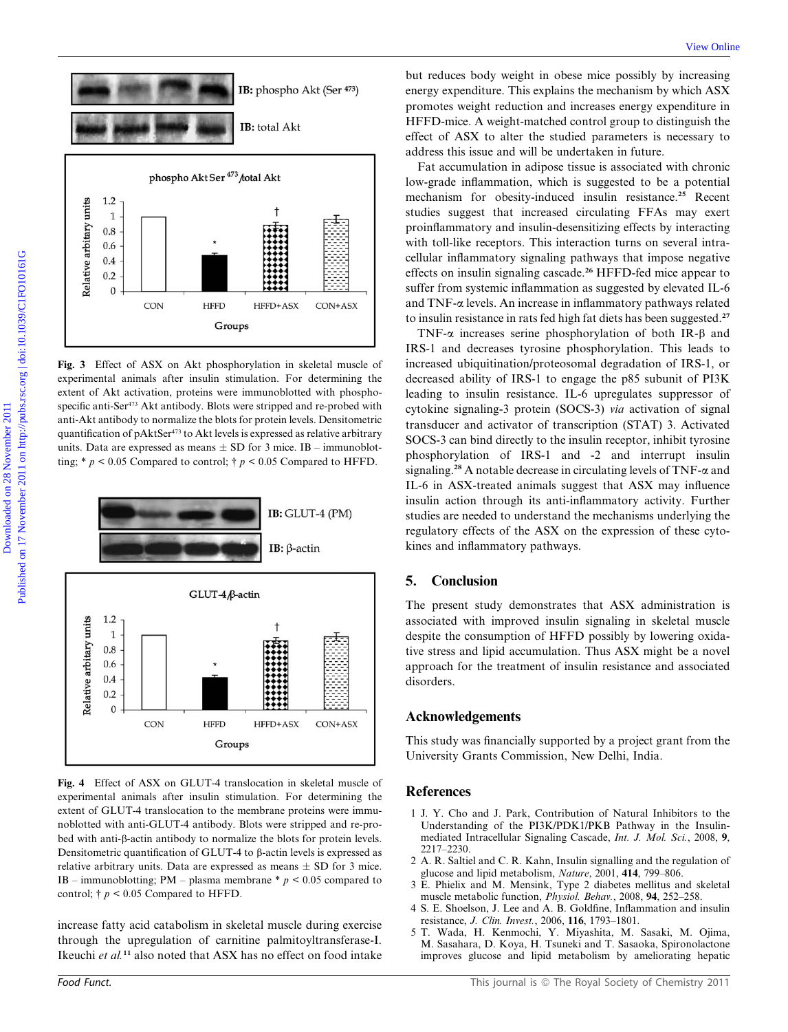**Fig. 3** Effect of ASX on Akt phosphorylation in skeletal muscle of experimental animals after insulin stimulation. For determining the extent of Akt activation, proteins were immunoblotted with phospho-specific anti-Ser[473] Akt antibody. Blots were stripped and re-probed with anti-Akt antibody to normalize the blots for protein levels. Densitometric quantification of pAktSer[473] to Akt levels is expressed as relative arbitrary units. Data are expressed as means ± SD for 3 mice. IB – immunoblotting; * $p < 0.05$ Compared to control; † $p < 0.05$ Compared to HFFD.

**Fig. 4** Effect of ASX on GLUT-4 translocation in skeletal muscle of experimental animals after insulin stimulation. For determining the extent of GLUT-4 translocation to the membrane proteins were immunoblotted with anti-GLUT-4 antibody. Blots were stripped and re-probed with anti-β-actin antibody to normalize the blots for protein levels. Densitometric quantification of GLUT-4 to β-actin levels is expressed as relative arbitrary units. Data are expressed as means ± SD for 3 mice. IB – immunoblotting; PM – plasma membrane * $p < 0.05$ compared to control; † $p < 0.05$ Compared to HFFD.

increase fatty acid catabolism in skeletal muscle during exercise through the upregulation of carnitine palmitoyltransferase-I. Ikeuchi *et al.*[11] also noted that ASX has no effect on food intake but reduces body weight in obese mice possibly by increasing energy expenditure. This explains the mechanism by which ASX promotes weight reduction and increases energy expenditure in HFFD-mice. A weight-matched control group to distinguish the effect of ASX to alter the studied parameters is necessary to address this issue and will be undertaken in future.

Fat accumulation in adipose tissue is associated with chronic low-grade inflammation, which is suggested to be a potential mechanism for obesity-induced insulin resistance.[25] Recent studies suggest that increased circulating FFAs may exert proinflammatory and insulin-desensitizing effects by interacting with toll-like receptors. This interaction turns on several intracellular inflammatory signaling pathways that impose negative effects on insulin signaling cascade.[26] HFFD-fed mice appear to suffer from systemic inflammation as suggested by elevated IL-6 and TNF-α levels. An increase in inflammatory pathways related to insulin resistance in rats fed high fat diets has been suggested.[27]

TNF-α increases serine phosphorylation of both IR-β and IRS-1 and decreases tyrosine phosphorylation. This leads to increased ubiquitination/proteosomal degradation of IRS-1, or decreased ability of IRS-1 to engage the p85 subunit of PI3K leading to insulin resistance. IL-6 upregulates suppressor of cytokine signaling-3 protein (SOCS-3) *via* activation of signal transducer and activator of transcription (STAT) 3. Activated SOCS-3 can bind directly to the insulin receptor, inhibit tyrosine phosphorylation of IRS-1 and -2 and interrupt insulin signaling.[28] A notable decrease in circulating levels of TNF-α and IL-6 in ASX-treated animals suggest that ASX may influence insulin action through its anti-inflammatory activity. Further studies are needed to understand the mechanisms underlying the regulatory effects of the ASX on the expression of these cytokines and inflammatory pathways.

## 5. Conclusion

The present study demonstrates that ASX administration is associated with improved insulin signaling in skeletal muscle despite the consumption of HFFD possibly by lowering oxidative stress and lipid accumulation. Thus ASX might be a novel approach for the treatment of insulin resistance and associated disorders.

## Acknowledgements

This study was financially supported by a project grant from the University Grants Commission, New Delhi, India.

## References

1 J. Y. Cho and J. Park, Contribution of Natural Inhibitors to the Understanding of the PI3K/PDK1/PKB Pathway in the Insulin-mediated Intracellular Signaling Cascade, *Int. J. Mol. Sci.*, 2008, **9**, 2217–2230.

2 A. R. Saltiel and C. R. Kahn, Insulin signalling and the regulation of glucose and lipid metabolism, *Nature*, 2001, **414**, 799–806.

3 E. Phielix and M. Mensink, Type 2 diabetes mellitus and skeletal muscle metabolic function, *Physiol. Behav.*, 2008, **94**, 252–258.

4 S. E. Shoelson, J. Lee and A. B. Goldfine, Inflammation and insulin resistance, *J. Clin. Invest.*, 2006, **116**, 1793–1801.

5 T. Wada, H. Kenmochi, Y. Miyashita, M. Sasaki, M. Ojima, M. Sasahara, D. Koya, H. Tsuneki and T. Sasaoka, Spironolactone improves glucose and lipid metabolism by ameliorating hepatic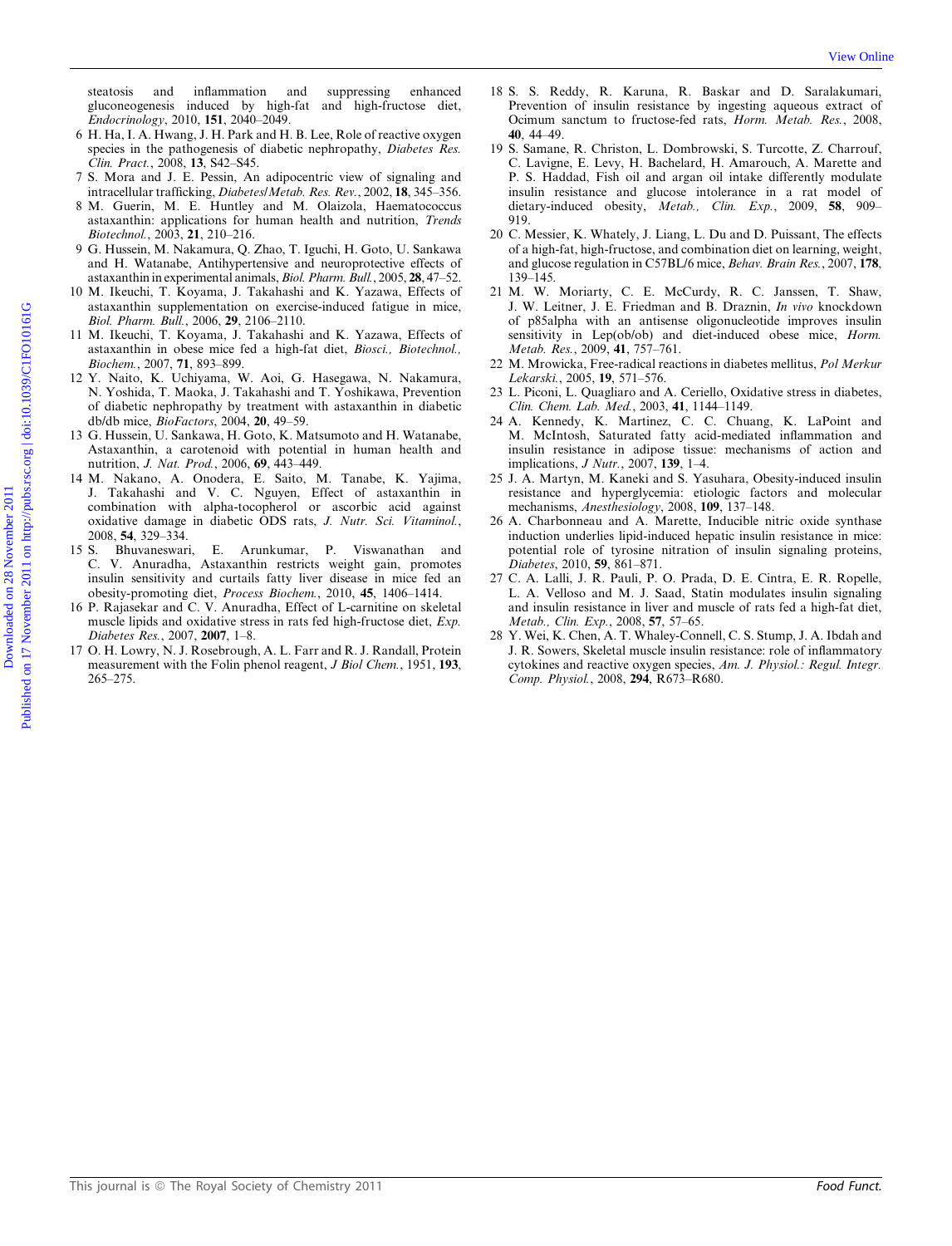steatosis and inflammation and suppressing enhanced gluconeogenesis induced by high-fat and high-fructose diet, *Endocrinology*, 2010, **151**, 2040–2049.

6 H. Ha, I. A. Hwang, J. H. Park and H. B. Lee, Role of reactive oxygen species in the pathogenesis of diabetic nephropathy, *Diabetes Res. Clin. Pract.*, 2008, **13**, S42–S45.

7 S. Mora and J. E. Pessin, An adipocentric view of signaling and intracellular trafficking, *Diabetes/Metab. Res. Rev.*, 2002, **18**, 345–356.

8 M. Guerin, M. E. Huntley and M. Olaizola, Haematococcus astaxanthin: applications for human health and nutrition, *Trends Biotechnol.*, 2003, **21**, 210–216.

9 G. Hussein, M. Nakamura, Q. Zhao, T. Iguchi, H. Goto, U. Sankawa and H. Watanabe, Antihypertensive and neuroprotective effects of astaxanthin in experimental animals, *Biol. Pharm. Bull.*, 2005, **28**, 47–52.

10 M. Ikeuchi, T. Koyama, J. Takahashi and K. Yazawa, Effects of astaxanthin supplementation on exercise-induced fatigue in mice, *Biol. Pharm. Bull.*, 2006, **29**, 2106–2110.

11 M. Ikeuchi, T. Koyama, J. Takahashi and K. Yazawa, Effects of astaxanthin in obese mice fed a high-fat diet, *Biosci., Biotechnol., Biochem.*, 2007, **71**, 893–899.

12 Y. Naito, K. Uchiyama, W. Aoi, G. Hasegawa, N. Nakamura, N. Yoshida, T. Maoka, J. Takahashi and T. Yoshikawa, Prevention of diabetic nephropathy by treatment with astaxanthin in diabetic db/db mice, *BioFactors*, 2004, **20**, 49–59.

13 G. Hussein, U. Sankawa, H. Goto, K. Matsumoto and H. Watanabe, Astaxanthin, a carotenoid with potential in human health and nutrition, *J. Nat. Prod.*, 2006, **69**, 443–449.

14 M. Nakano, A. Onodera, E. Saito, M. Tanabe, K. Yajima, J. Takahashi and V. C. Nguyen, Effect of astaxanthin in combination with alpha-tocopherol or ascorbic acid against oxidative damage in diabetic ODS rats, *J. Nutr. Sci. Vitaminol.*, 2008, **54**, 329–334.

15 S. Bhuvaneswari, E. Arunkumar, P. Viswanathan and C. V. Anuradha, Astaxanthin restricts weight gain, promotes insulin sensitivity and curtails fatty liver disease in mice fed an obesity-promoting diet, *Process Biochem.*, 2010, **45**, 1406–1414.

16 P. Rajasekar and C. V. Anuradha, Effect of L-carnitine on skeletal muscle lipids and oxidative stress in rats fed high-fructose diet, *Exp. Diabetes Res.*, 2007, **2007**, 1–8.

17 O. H. Lowry, N. J. Rosebrough, A. L. Farr and R. J. Randall, Protein measurement with the Folin phenol reagent, *J Biol Chem.*, 1951, **193**, 265–275.

18 S. S. Reddy, R. Karuna, R. Baskar and D. Saralakumari, Prevention of insulin resistance by ingesting aqueous extract of Ocimum sanctum to fructose-fed rats, *Horm. Metab. Res.*, 2008, **40**, 44–49.

19 S. Samane, R. Christon, L. Dombrowski, S. Turcotte, Z. Charrouf, C. Lavigne, E. Levy, H. Bachelard, H. Amarouch, A. Marette and P. S. Haddad, Fish oil and argan oil intake differently modulate insulin resistance and glucose intolerance in a rat model of dietary-induced obesity, *Metab., Clin. Exp.*, 2009, **58**, 909–919.

20 C. Messier, K. Whately, J. Liang, L. Du and D. Puissant, The effects of a high-fat, high-fructose, and combination diet on learning, weight, and glucose regulation in C57BL/6 mice, *Behav. Brain Res.*, 2007, **178**, 139–145.

21 M. W. Moriarty, C. E. McCurdy, R. C. Janssen, T. Shaw, J. W. Leitner, J. E. Friedman and B. Draznin, *In vivo* knockdown of p85alpha with an antisense oligonucleotide improves insulin sensitivity in Lep(ob/ob) and diet-induced obese mice, *Horm. Metab. Res.*, 2009, **41**, 757–761.

22 M. Mrowicka, Free-radical reactions in diabetes mellitus, *Pol Merkur Lekarski.*, 2005, **19**, 571–576.

23 L. Piconi, L. Quagliaro and A. Ceriello, Oxidative stress in diabetes, *Clin. Chem. Lab. Med.*, 2003, **41**, 1144–1149.

24 A. Kennedy, K. Martinez, C. C. Chuang, K. LaPoint and M. McIntosh, Saturated fatty acid-mediated inflammation and insulin resistance in adipose tissue: mechanisms of action and implications, *J Nutr.*, 2007, **139**, 1–4.

25 J. A. Martyn, M. Kaneki and S. Yasuhara, Obesity-induced insulin resistance and hyperglycemia: etiologic factors and molecular mechanisms, *Anesthesiology*, 2008, **109**, 137–148.

26 A. Charbonneau and A. Marette, Inducible nitric oxide synthase induction underlies lipid-induced hepatic insulin resistance in mice: potential role of tyrosine nitration of insulin signaling proteins, *Diabetes*, 2010, **59**, 861–871.

27 C. A. Lalli, J. R. Pauli, P. O. Prada, D. E. Cintra, E. R. Ropelle, L. A. Velloso and M. J. Saad, Statin modulates insulin signaling and insulin resistance in liver and muscle of rats fed a high-fat diet, *Metab., Clin. Exp.*, 2008, **57**, 57–65.

28 Y. Wei, K. Chen, A. T. Whaley-Connell, C. S. Stump, J. A. Ibdah and J. R. Sowers, Skeletal muscle insulin resistance: role of inflammatory cytokines and reactive oxygen species, *Am. J. Physiol.: Regul. Integr. Comp. Physiol.*, 2008, **294**, R673–R680.